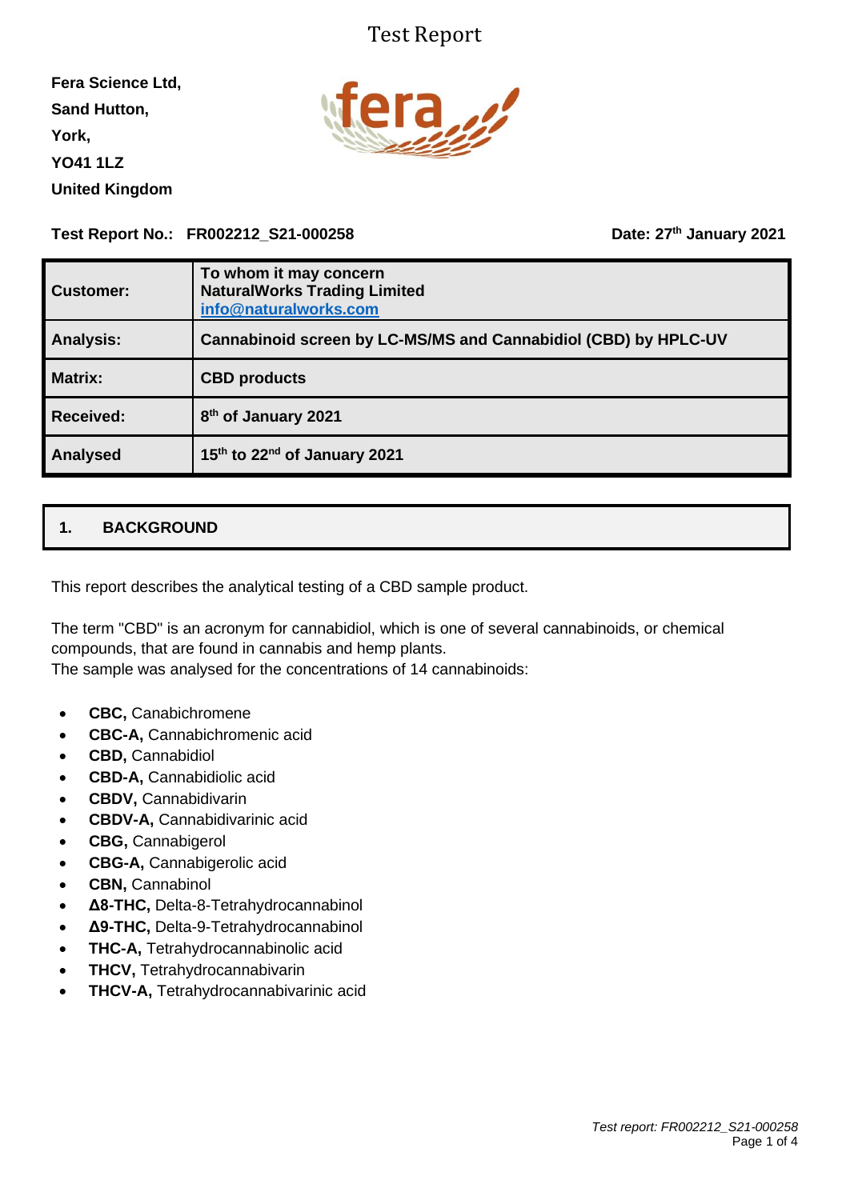# Test Report

**Fera Science Ltd,**
**Sand Hutton,**
**York,**
**YO41 1LZ**
**United Kingdom**

**Test Report No.: FR002212_S21-000258** **Date: 27th January 2021**

| | |
|---|---|
| **Customer:** | **To whom it may concern**<br>**NaturalWorks Trading Limited**<br>**info@naturalworks.com** |
| **Analysis:** | **Cannabinoid screen by LC-MS/MS and Cannabidiol (CBD) by HPLC-UV** |
| **Matrix:** | **CBD products** |
| **Received:** | **8th of January 2021** |
| **Analysed** | **15th to 22nd of January 2021** |

## 1. BACKGROUND

This report describes the analytical testing of a CBD sample product.

The term "CBD" is an acronym for cannabidiol, which is one of several cannabinoids, or chemical compounds, that are found in cannabis and hemp plants.
The sample was analysed for the concentrations of 14 cannabinoids:

- **CBC,** Canabichromene
- **CBC-A,** Cannabichromenic acid
- **CBD,** Cannabidiol
- **CBD-A,** Cannabidiolic acid
- **CBDV,** Cannabidivarin
- **CBDV-A,** Cannabidivarinic acid
- **CBG,** Cannabigerol
- **CBG-A,** Cannabigerolic acid
- **CBN,** Cannabinol
- **Δ8-THC,** Delta-8-Tetrahydrocannabinol
- **Δ9-THC,** Delta-9-Tetrahydrocannabinol
- **THC-A,** Tetrahydrocannabinolic acid
- **THCV,** Tetrahydrocannabivarin
- **THCV-A,** Tetrahydrocannabivarinic acid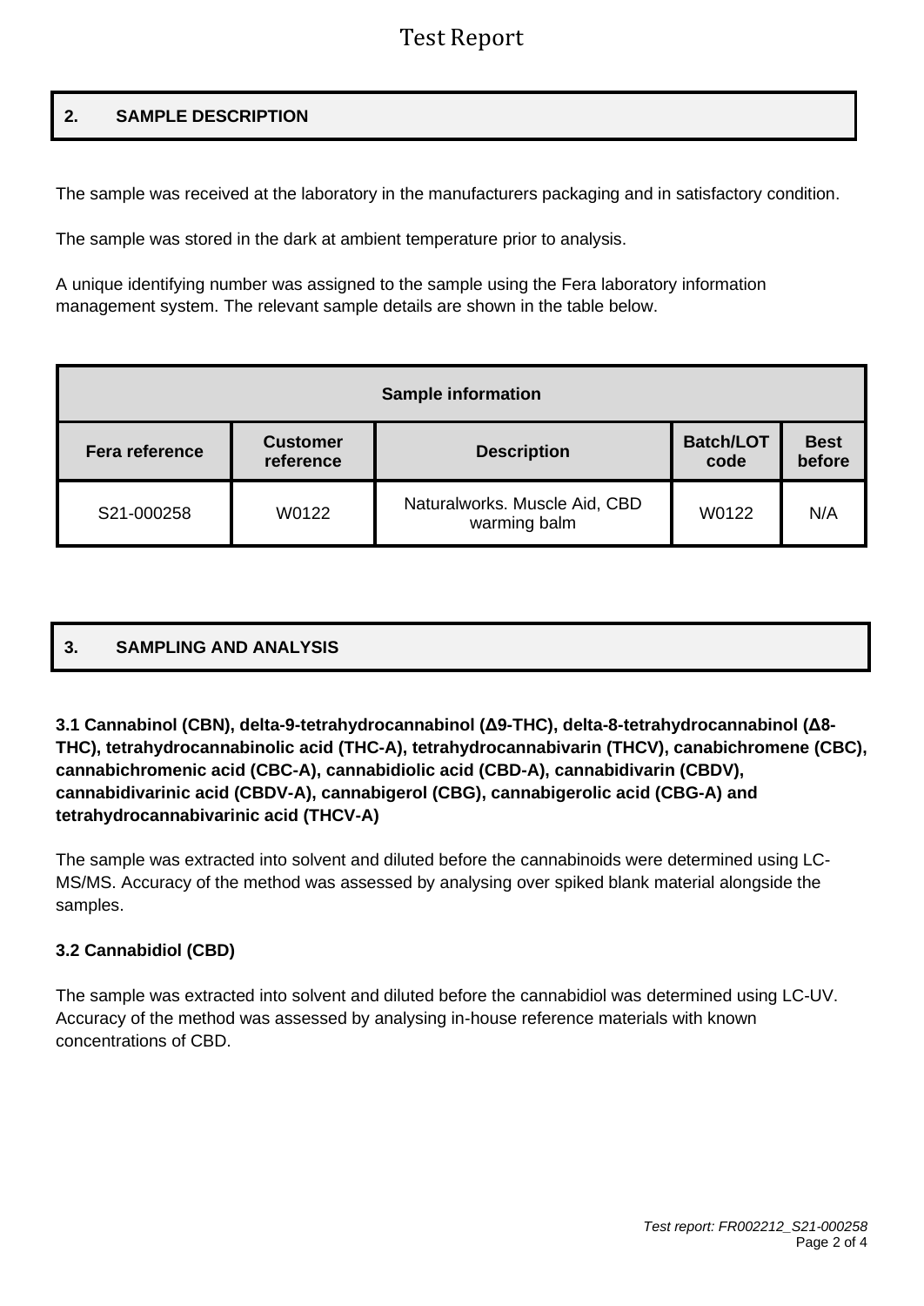## 2. SAMPLE DESCRIPTION

The sample was received at the laboratory in the manufacturers packaging and in satisfactory condition.

The sample was stored in the dark at ambient temperature prior to analysis.

A unique identifying number was assigned to the sample using the Fera laboratory information management system. The relevant sample details are shown in the table below.

| Sample information | | | | |
|---|---|---|---|---|
| **Fera reference** | **Customer reference** | **Description** | **Batch/LOT code** | **Best before** |
| S21-000258 | W0122 | Naturalworks. Muscle Aid, CBD warming balm | W0122 | N/A |

## 3. SAMPLING AND ANALYSIS

### 3.1 Cannabinol (CBN), delta-9-tetrahydrocannabinol (Δ9-THC), delta-8-tetrahydrocannabinol (Δ8-THC), tetrahydrocannabinolic acid (THC-A), tetrahydrocannabivarin (THCV), canabichromene (CBC), cannabichromenic acid (CBC-A), cannabidiolic acid (CBD-A), cannabidivarin (CBDV), cannabidivarinic acid (CBDV-A), cannabigerol (CBG), cannabigerolic acid (CBG-A) and tetrahydrocannabivarinic acid (THCV-A)

The sample was extracted into solvent and diluted before the cannabinoids were determined using LC-MS/MS. Accuracy of the method was assessed by analysing over spiked blank material alongside the samples.

### 3.2 Cannabidiol (CBD)

The sample was extracted into solvent and diluted before the cannabidiol was determined using LC-UV. Accuracy of the method was assessed by analysing in-house reference materials with known concentrations of CBD.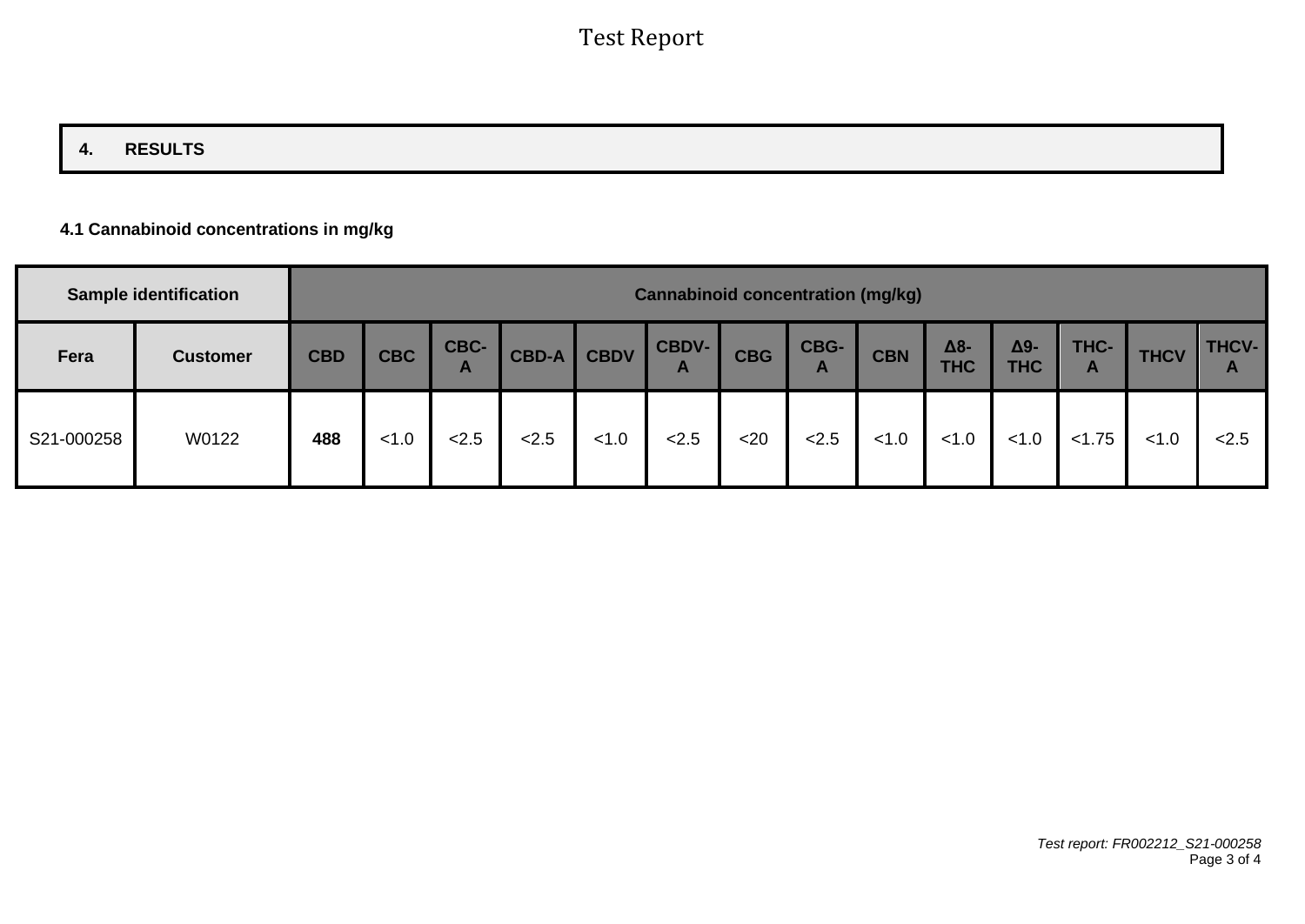## 4. RESULTS

### 4.1 Cannabinoid concentrations in mg/kg

| Sample identification | | Cannabinoid concentration (mg/kg) | | | | | | | | | | | | | |
|---|---|---|---|---|---|---|---|---|---|---|---|---|---|---|---|
| **Fera** | **Customer** | **CBD** | **CBC** | **CBC-A** | **CBD-A** | **CBDV** | **CBDV-A** | **CBG** | **CBG-A** | **CBN** | **Δ8-THC** | **Δ9-THC** | **THC-A** | **THCV** | **THCV-A** |
| S21-000258 | W0122 | **488** | <1.0 | <2.5 | <2.5 | <1.0 | <2.5 | <20 | <2.5 | <1.0 | <1.0 | <1.0 | <1.75 | <1.0 | <2.5 |

*Test report: FR002212_S21-000258*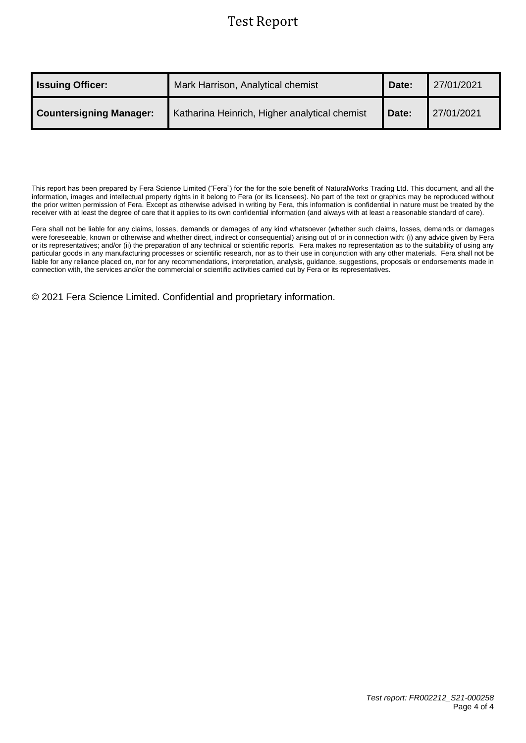| | | | |
|---|---|---|---|
| **Issuing Officer:** | Mark Harrison, Analytical chemist | **Date:** | 27/01/2021 |
| **Countersigning Manager:** | Katharina Heinrich, Higher analytical chemist | **Date:** | 27/01/2021 |

This report has been prepared by Fera Science Limited ("Fera") for the for the sole benefit of NaturalWorks Trading Ltd. This document, and all the information, images and intellectual property rights in it belong to Fera (or its licensees). No part of the text or graphics may be reproduced without the prior written permission of Fera. Except as otherwise advised in writing by Fera, this information is confidential in nature must be treated by the receiver with at least the degree of care that it applies to its own confidential information (and always with at least a reasonable standard of care).

Fera shall not be liable for any claims, losses, demands or damages of any kind whatsoever (whether such claims, losses, demands or damages were foreseeable, known or otherwise and whether direct, indirect or consequential) arising out of or in connection with: (i) any advice given by Fera or its representatives; and/or (ii) the preparation of any technical or scientific reports. Fera makes no representation as to the suitability of using any particular goods in any manufacturing processes or scientific research, nor as to their use in conjunction with any other materials. Fera shall not be liable for any reliance placed on, nor for any recommendations, interpretation, analysis, guidance, suggestions, proposals or endorsements made in connection with, the services and/or the commercial or scientific activities carried out by Fera or its representatives.

© 2021 Fera Science Limited. Confidential and proprietary information.